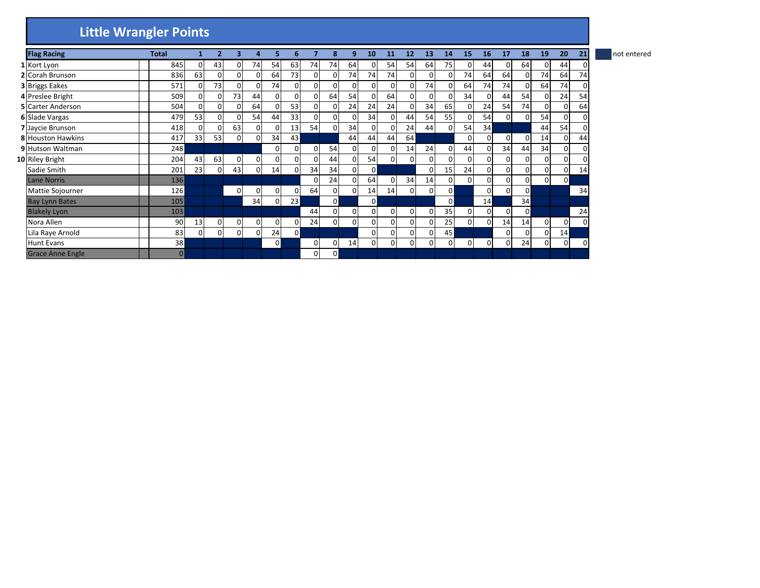# Little Wrangler Points

| | Flag Racing | Total | 1 | 2 | 3 | 4 | 5 | 6 | 7 | 8 | 9 | 10 | 11 | 12 | 13 | 14 | 15 | 16 | 17 | 18 | 19 | 20 | 21 |
|---|---|---|---|---|---|---|---|---|---|---|---|---|---|---|---|---|---|---|---|---|---|---|---|
| 1 | Kort Lyon | 845 | 0 | 43 | 0 | 74 | 54 | 63 | 74 | 74 | 64 | 0 | 54 | 54 | 64 | 75 | 0 | 44 | 0 | 64 | 0 | 44 | 0 |
| 2 | Corah Brunson | 836 | 63 | 0 | 0 | 0 | 64 | 73 | 0 | 0 | 74 | 74 | 74 | 0 | 0 | 0 | 74 | 64 | 64 | 0 | 74 | 64 | 74 |
| 3 | Briggs Eakes | 571 | 0 | 73 | 0 | 0 | 74 | 0 | 0 | 0 | 0 | 0 | 0 | 0 | 74 | 0 | 64 | 74 | 74 | 0 | 64 | 74 | 0 |
| 4 | Preslee Bright | 509 | 0 | 0 | 73 | 44 | 0 | 0 | 0 | 64 | 54 | 0 | 64 | 0 | 0 | 0 | 34 | 0 | 44 | 54 | 0 | 24 | 54 |
| 5 | Carter Anderson | 504 | 0 | 0 | 0 | 64 | 0 | 53 | 0 | 0 | 24 | 24 | 24 | 0 | 34 | 65 | 0 | 24 | 54 | 74 | 0 | 0 | 64 |
| 6 | Slade Vargas | 479 | 53 | 0 | 0 | 54 | 44 | 33 | 0 | 0 | 0 | 34 | 0 | 44 | 54 | 55 | 0 | 54 | 0 | 0 | 54 | 0 | 0 |
| 7 | Jaycie Brunson | 418 | 0 | 0 | 63 | 0 | 0 | 13 | 54 | 0 | 34 | 0 | 0 | 24 | 44 | 0 | 54 | 34 | | | 44 | 54 | 0 |
| 8 | Houston Hawkins | 417 | 33 | 53 | 0 | 0 | 34 | 43 | | | 44 | 44 | 44 | 64 | | | 0 | 0 | 0 | 0 | 14 | 0 | 44 |
| 9 | Hutson Waltman | 248 | | | | | 0 | 0 | 0 | 54 | 0 | 0 | 0 | 14 | 24 | 0 | 44 | 0 | 34 | 44 | 34 | 0 | 0 |
| 10 | Riley Bright | 204 | 43 | 63 | 0 | 0 | 0 | 0 | 0 | 44 | 0 | 54 | 0 | 0 | 0 | 0 | 0 | 0 | 0 | 0 | 0 | 0 | 0 |
| | Sadie Smith | 201 | 23 | 0 | 43 | 0 | 14 | 0 | 34 | 34 | 0 | 0 | | | 0 | 15 | 24 | 0 | 0 | 0 | 0 | 0 | 14 |
| | Lane Norris | 136 | | | | | | | 0 | 24 | 0 | 64 | 0 | 34 | 14 | 0 | 0 | 0 | 0 | 0 | 0 | 0 | |
| | Mattie Sojourner | 126 | | | 0 | 0 | 0 | 0 | 64 | 0 | 0 | 14 | 14 | 0 | 0 | 0 | | 0 | 0 | 0 | | | 34 |
| | Bay Lynn Bates | 105 | | | | 34 | 0 | 23 | | 0 | | 0 | | | | 0 | | 14 | | 34 | | | |
| | Blakely Lyon | 103 | | | | | | | 44 | 0 | 0 | 0 | 0 | 0 | 0 | 35 | 0 | 0 | 0 | 0 | | | 24 |
| | Nora Allen | 90 | 13 | 0 | 0 | 0 | 0 | 0 | 24 | 0 | 0 | 0 | 0 | 0 | 0 | 25 | 0 | 0 | 14 | 14 | 0 | 0 | 0 |
| | Lila Raye Arnold | 83 | 0 | 0 | 0 | 0 | 24 | 0 | | | | 0 | 0 | 0 | 0 | 45 | | | 0 | 0 | 0 | 14 | |
| | Hunt Evans | 38 | | | | | 0 | | 0 | 0 | 14 | 0 | 0 | 0 | 0 | 0 | 0 | 0 | 0 | 24 | 0 | 0 | 0 |
| | Grace Anne Engle | 0 | | | | | | | 0 | 0 | | | | | | | | | | | | | |

not entered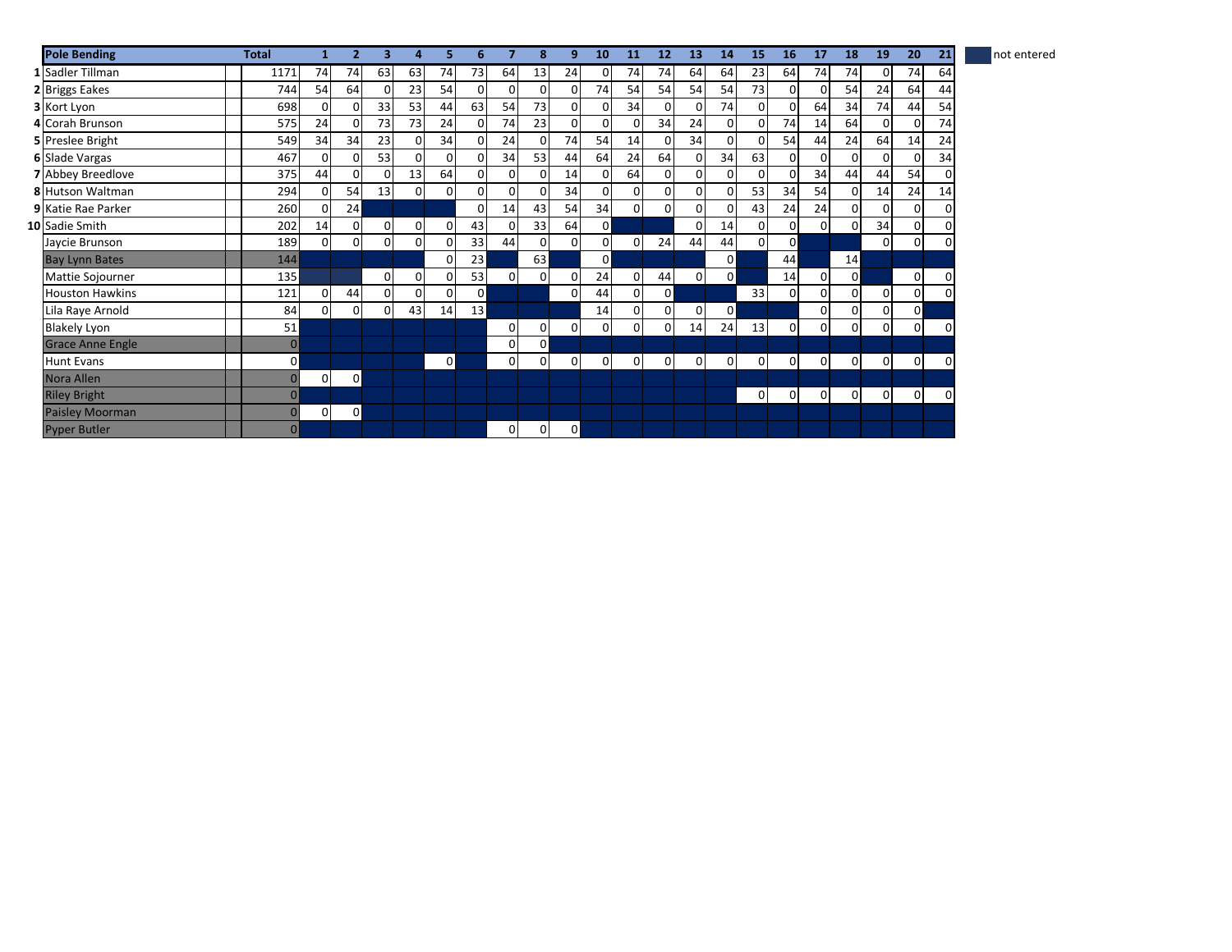| | Pole Bending | Total | 1 | 2 | 3 | 4 | 5 | 6 | 7 | 8 | 9 | 10 | 11 | 12 | 13 | 14 | 15 | 16 | 17 | 18 | 19 | 20 | 21 |
|---|---|---|---|---|---|---|---|---|---|---|---|---|---|---|---|---|---|---|---|---|---|---|---|
| 1 | Sadler Tillman | 1171 | 74 | 74 | 63 | 63 | 74 | 73 | 64 | 13 | 24 | 0 | 74 | 74 | 64 | 64 | 23 | 64 | 74 | 74 | 0 | 74 | 64 |
| 2 | Briggs Eakes | 744 | 54 | 64 | 0 | 23 | 54 | 0 | 0 | 0 | 0 | 74 | 54 | 54 | 54 | 54 | 73 | 0 | 0 | 54 | 24 | 64 | 44 |
| 3 | Kort Lyon | 698 | 0 | 0 | 33 | 53 | 44 | 63 | 54 | 73 | 0 | 0 | 34 | 0 | 0 | 74 | 0 | 0 | 64 | 34 | 74 | 44 | 54 |
| 4 | Corah Brunson | 575 | 24 | 0 | 73 | 73 | 24 | 0 | 74 | 23 | 0 | 0 | 0 | 34 | 24 | 0 | 0 | 74 | 14 | 64 | 0 | 0 | 74 |
| 5 | Preslee Bright | 549 | 34 | 34 | 23 | 0 | 34 | 0 | 24 | 0 | 74 | 54 | 14 | 0 | 34 | 0 | 0 | 54 | 44 | 24 | 64 | 14 | 24 |
| 6 | Slade Vargas | 467 | 0 | 0 | 53 | 0 | 0 | 0 | 34 | 53 | 44 | 64 | 24 | 64 | 0 | 34 | 63 | 0 | 0 | 0 | 0 | 0 | 34 |
| 7 | Abbey Breedlove | 375 | 44 | 0 | 0 | 13 | 64 | 0 | 0 | 0 | 14 | 0 | 64 | 0 | 0 | 0 | 0 | 0 | 34 | 44 | 44 | 54 | 0 |
| 8 | Hutson Waltman | 294 | 0 | 54 | 13 | 0 | 0 | 0 | 0 | 0 | 34 | 0 | 0 | 0 | 0 | 0 | 53 | 34 | 54 | 0 | 14 | 24 | 14 |
| 9 | Katie Rae Parker | 260 | 0 | 24 | | | | 0 | 14 | 43 | 54 | 34 | 0 | 0 | 0 | 0 | 43 | 24 | 24 | 0 | 0 | 0 | 0 |
| 10 | Sadie Smith | 202 | 14 | 0 | 0 | 0 | 0 | 43 | 0 | 33 | 64 | 0 | | | 0 | 14 | 0 | 0 | 0 | 0 | 34 | 0 | 0 |
| | Jaycie Brunson | 189 | 0 | 0 | 0 | 0 | 0 | 33 | 44 | 0 | 0 | 0 | 0 | 24 | 44 | 44 | 0 | 0 | | | 0 | 0 | 0 |
| | Bay Lynn Bates | 144 | | | | | 0 | 23 | | 63 | | 0 | | | | 0 | | 44 | | 14 | | | |
| | Mattie Sojourner | 135 | | | 0 | 0 | 0 | 53 | 0 | 0 | 0 | 24 | 0 | 44 | 0 | 0 | | 14 | 0 | 0 | | 0 | 0 |
| | Houston Hawkins | 121 | 0 | 44 | 0 | 0 | 0 | 0 | | | 0 | 44 | 0 | 0 | | | 33 | 0 | 0 | 0 | 0 | 0 | 0 |
| | Lila Raye Arnold | 84 | 0 | 0 | 0 | 43 | 14 | 13 | | | | 14 | 0 | 0 | 0 | 0 | | | 0 | 0 | 0 | 0 | |
| | Blakely Lyon | 51 | | | | | | | 0 | 0 | 0 | 0 | 0 | 0 | 14 | 24 | 13 | 0 | 0 | 0 | 0 | 0 | 0 |
| | Grace Anne Engle | 0 | | | | | | | 0 | 0 | | | | | | | | | | | | | |
| | Hunt Evans | 0 | | | | | 0 | | 0 | 0 | 0 | 0 | 0 | 0 | 0 | 0 | 0 | 0 | 0 | 0 | 0 | 0 | 0 |
| | Nora Allen | 0 | 0 | 0 | | | | | | | | | | | | | | | | | | | |
| | Riley Bright | 0 | | | | | | | | | | | | | | | 0 | 0 | 0 | 0 | 0 | 0 | 0 |
| | Paisley Moorman | 0 | 0 | 0 | | | | | | | | | | | | | | | | | | | |
| | Pyper Butler | 0 | | | | | | | 0 | 0 | 0 | | | | | | | | | | | | |

Legend: shaded cell = not entered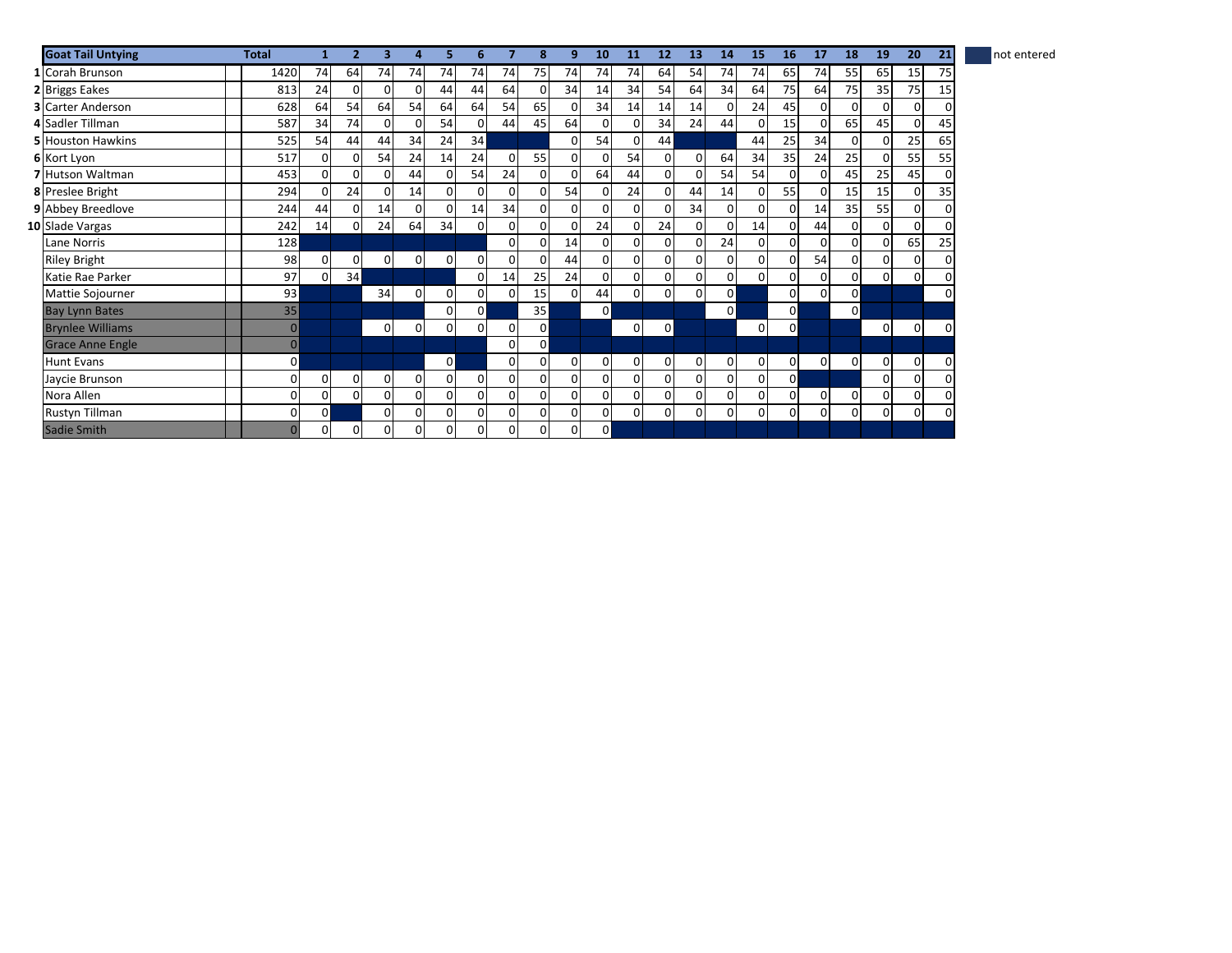| | Goat Tail Untying | | Total | 1 | 2 | 3 | 4 | 5 | 6 | 7 | 8 | 9 | 10 | 11 | 12 | 13 | 14 | 15 | 16 | 17 | 18 | 19 | 20 | 21 |
|---|---|---|---|---|---|---|---|---|---|---|---|---|---|---|---|---|---|---|---|---|---|---|---|---|
| 1 | Corah Brunson | | 1420 | 74 | 64 | 74 | 74 | 74 | 74 | 74 | 75 | 74 | 74 | 74 | 64 | 54 | 74 | 74 | 65 | 74 | 55 | 65 | 15 | 75 |
| 2 | Briggs Eakes | | 813 | 24 | 0 | 0 | 0 | 44 | 44 | 64 | 0 | 34 | 14 | 34 | 54 | 64 | 34 | 64 | 75 | 64 | 75 | 35 | 75 | 15 |
| 3 | Carter Anderson | | 628 | 64 | 54 | 64 | 54 | 64 | 64 | 54 | 65 | 0 | 34 | 14 | 14 | 14 | 0 | 24 | 45 | 0 | 0 | 0 | 0 | 0 |
| 4 | Sadler Tillman | | 587 | 34 | 74 | 0 | 0 | 54 | 0 | 44 | 45 | 64 | 0 | 0 | 34 | 24 | 44 | 0 | 15 | 0 | 65 | 45 | 0 | 45 |
| 5 | Houston Hawkins | | 525 | 54 | 44 | 44 | 34 | 24 | 34 | | | 0 | 54 | 0 | 44 | | | 44 | 25 | 34 | 0 | 0 | 25 | 65 |
| 6 | Kort Lyon | | 517 | 0 | 0 | 54 | 24 | 14 | 24 | 0 | 55 | 0 | 0 | 54 | 0 | 0 | 64 | 34 | 35 | 24 | 25 | 0 | 55 | 55 |
| 7 | Hutson Waltman | | 453 | 0 | 0 | 0 | 44 | 0 | 54 | 24 | 0 | 0 | 64 | 44 | 0 | 0 | 54 | 54 | 0 | 0 | 45 | 25 | 45 | 0 |
| 8 | Preslee Bright | | 294 | 0 | 24 | 0 | 14 | 0 | 0 | 0 | 0 | 54 | 0 | 24 | 0 | 44 | 14 | 0 | 55 | 0 | 15 | 15 | 0 | 35 |
| 9 | Abbey Breedlove | | 244 | 44 | 0 | 14 | 0 | 0 | 14 | 34 | 0 | 0 | 0 | 0 | 0 | 34 | 0 | 0 | 0 | 14 | 35 | 55 | 0 | 0 |
| 10 | Slade Vargas | | 242 | 14 | 0 | 24 | 64 | 34 | 0 | 0 | 0 | 0 | 24 | 0 | 24 | 0 | 0 | 14 | 0 | 44 | 0 | 0 | 0 | 0 |
| | Lane Norris | | 128 | | | | | | | 0 | 0 | 14 | 0 | 0 | 0 | 0 | 24 | 0 | 0 | 0 | 0 | 0 | 65 | 25 |
| | Riley Bright | | 98 | 0 | 0 | 0 | 0 | 0 | 0 | 0 | 0 | 44 | 0 | 0 | 0 | 0 | 0 | 0 | 0 | 54 | 0 | 0 | 0 | 0 |
| | Katie Rae Parker | | 97 | 0 | 34 | | | | 0 | 14 | 25 | 24 | 0 | 0 | 0 | 0 | 0 | 0 | 0 | 0 | 0 | 0 | 0 | 0 |
| | Mattie Sojourner | | 93 | | | 34 | 0 | 0 | 0 | 0 | 15 | 0 | 44 | 0 | 0 | 0 | 0 | | 0 | 0 | 0 | | | 0 |
| | Bay Lynn Bates | | 35 | | | | | 0 | 0 | | 35 | | 0 | | | | 0 | | 0 | | 0 | | | |
| | Brynlee Williams | | 0 | | | 0 | 0 | 0 | 0 | 0 | 0 | | | 0 | 0 | | | 0 | 0 | | | 0 | 0 | 0 |
| | Grace Anne Engle | | 0 | | | | | | | 0 | 0 | | | | | | | | | | | | | |
| | Hunt Evans | | 0 | | | | | 0 | | 0 | 0 | 0 | 0 | 0 | 0 | 0 | 0 | 0 | 0 | 0 | 0 | 0 | 0 | 0 |
| | Jaycie Brunson | | 0 | 0 | 0 | 0 | 0 | 0 | 0 | 0 | 0 | 0 | 0 | 0 | 0 | 0 | 0 | 0 | 0 | | | 0 | 0 | 0 |
| | Nora Allen | | 0 | 0 | 0 | 0 | 0 | 0 | 0 | 0 | 0 | 0 | 0 | 0 | 0 | 0 | 0 | 0 | 0 | 0 | 0 | 0 | 0 | 0 |
| | Rustyn Tillman | | 0 | 0 | | 0 | 0 | 0 | 0 | 0 | 0 | 0 | 0 | 0 | 0 | 0 | 0 | 0 | 0 | 0 | 0 | 0 | 0 | 0 |
| | Sadie Smith | | 0 | 0 | 0 | 0 | 0 | 0 | 0 | 0 | 0 | 0 | 0 | | | | | | | | | | | |

not entered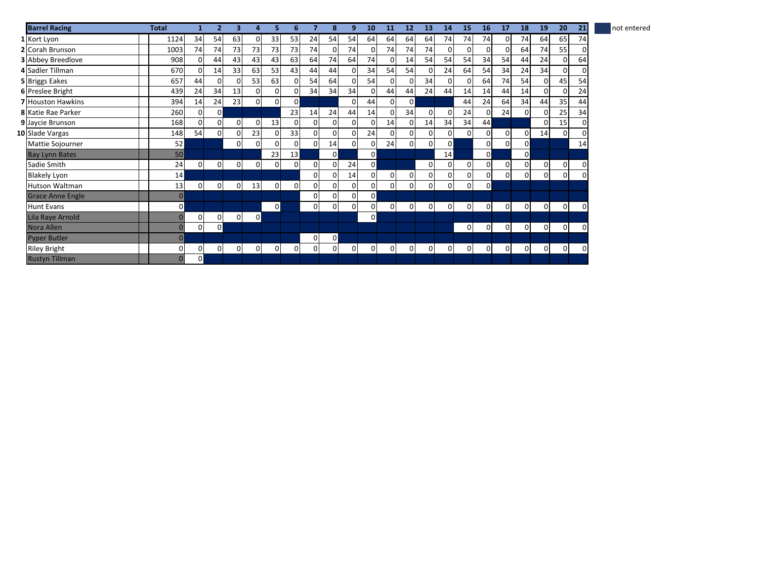| | Barrel Racing | Total | 1 | 2 | 3 | 4 | 5 | 6 | 7 | 8 | 9 | 10 | 11 | 12 | 13 | 14 | 15 | 16 | 17 | 18 | 19 | 20 | 21 |
|---|---|---|---|---|---|---|---|---|---|---|---|---|---|---|---|---|---|---|---|---|---|---|---|
| 1 | Kort Lyon | 1124 | 34 | 54 | 63 | 0 | 33 | 53 | 24 | 54 | 54 | 64 | 64 | 64 | 64 | 74 | 74 | 74 | 0 | 74 | 64 | 65 | 74 |
| 2 | Corah Brunson | 1003 | 74 | 74 | 73 | 73 | 73 | 73 | 74 | 0 | 74 | 0 | 74 | 74 | 74 | 0 | 0 | 0 | 0 | 64 | 74 | 55 | 0 |
| 3 | Abbey Breedlove | 908 | 0 | 44 | 43 | 43 | 43 | 63 | 64 | 74 | 64 | 74 | 0 | 14 | 54 | 54 | 54 | 34 | 54 | 44 | 24 | 0 | 64 |
| 4 | Sadler Tillman | 670 | 0 | 14 | 33 | 63 | 53 | 43 | 44 | 44 | 0 | 34 | 54 | 54 | 0 | 24 | 64 | 54 | 34 | 24 | 34 | 0 | 0 |
| 5 | Briggs Eakes | 657 | 44 | 0 | 0 | 53 | 63 | 0 | 54 | 64 | 0 | 54 | 0 | 0 | 34 | 0 | 0 | 64 | 74 | 54 | 0 | 45 | 54 |
| 6 | Preslee Bright | 439 | 24 | 34 | 13 | 0 | 0 | 0 | 34 | 34 | 34 | 0 | 44 | 44 | 24 | 44 | 14 | 14 | 44 | 14 | 0 | 0 | 24 |
| 7 | Houston Hawkins | 394 | 14 | 24 | 23 | 0 | 0 | 0 | | | 0 | 44 | 0 | 0 | | | 44 | 24 | 64 | 34 | 44 | 35 | 44 |
| 8 | Katie Rae Parker | 260 | 0 | 0 | | | | 23 | 14 | 24 | 44 | 14 | 0 | 34 | 0 | 0 | 24 | 0 | 24 | 0 | 0 | 25 | 34 |
| 9 | Jaycie Brunson | 168 | 0 | 0 | 0 | 0 | 13 | 0 | 0 | 0 | 0 | 0 | 14 | 0 | 14 | 34 | 34 | 44 | | | 0 | 15 | 0 |
| 10 | Slade Vargas | 148 | 54 | 0 | 0 | 23 | 0 | 33 | 0 | 0 | 0 | 24 | 0 | 0 | 0 | 0 | 0 | 0 | 0 | 0 | 14 | 0 | 0 |
| | Mattie Sojourner | 52 | | | 0 | 0 | 0 | 0 | 0 | 14 | 0 | 0 | 24 | 0 | 0 | 0 | | 0 | 0 | 0 | | | 14 |
| | Bay Lynn Bates | 50 | | | | | 23 | 13 | | 0 | | 0 | | | | 14 | | 0 | | 0 | | | |
| | Sadie Smith | 24 | 0 | 0 | 0 | 0 | 0 | 0 | 0 | 0 | 24 | 0 | | | 0 | 0 | 0 | 0 | 0 | 0 | 0 | 0 | 0 |
| | Blakely Lyon | 14 | | | | | | | 0 | 0 | 14 | 0 | 0 | 0 | 0 | 0 | 0 | 0 | 0 | 0 | 0 | 0 | 0 |
| | Hutson Waltman | 13 | 0 | 0 | 0 | 13 | 0 | 0 | 0 | 0 | 0 | 0 | 0 | 0 | 0 | 0 | 0 | 0 | | | | | |
| | Grace Anne Engle | 0 | | | | | | | 0 | 0 | 0 | 0 | | | | | | | | | | | |
| | Hunt Evans | 0 | | | | | 0 | | 0 | 0 | 0 | 0 | 0 | 0 | 0 | 0 | 0 | 0 | 0 | 0 | 0 | 0 | 0 |
| | Lila Raye Arnold | 0 | 0 | 0 | 0 | 0 | | | | | | 0 | | | | | | | | | | | |
| | Nora Allen | 0 | 0 | 0 | | | | | | | | | | | | | 0 | 0 | 0 | 0 | 0 | 0 | 0 |
| | Pyper Butler | 0 | | | | | | | 0 | 0 | | | | | | | | | | | | | |
| | Riley Bright | 0 | 0 | 0 | 0 | 0 | 0 | 0 | 0 | 0 | 0 | 0 | 0 | 0 | 0 | 0 | 0 | 0 | 0 | 0 | 0 | 0 | 0 |
| | Rustyn Tillman | 0 | 0 | | | | | | | | | | | | | | | | | | | | |

not entered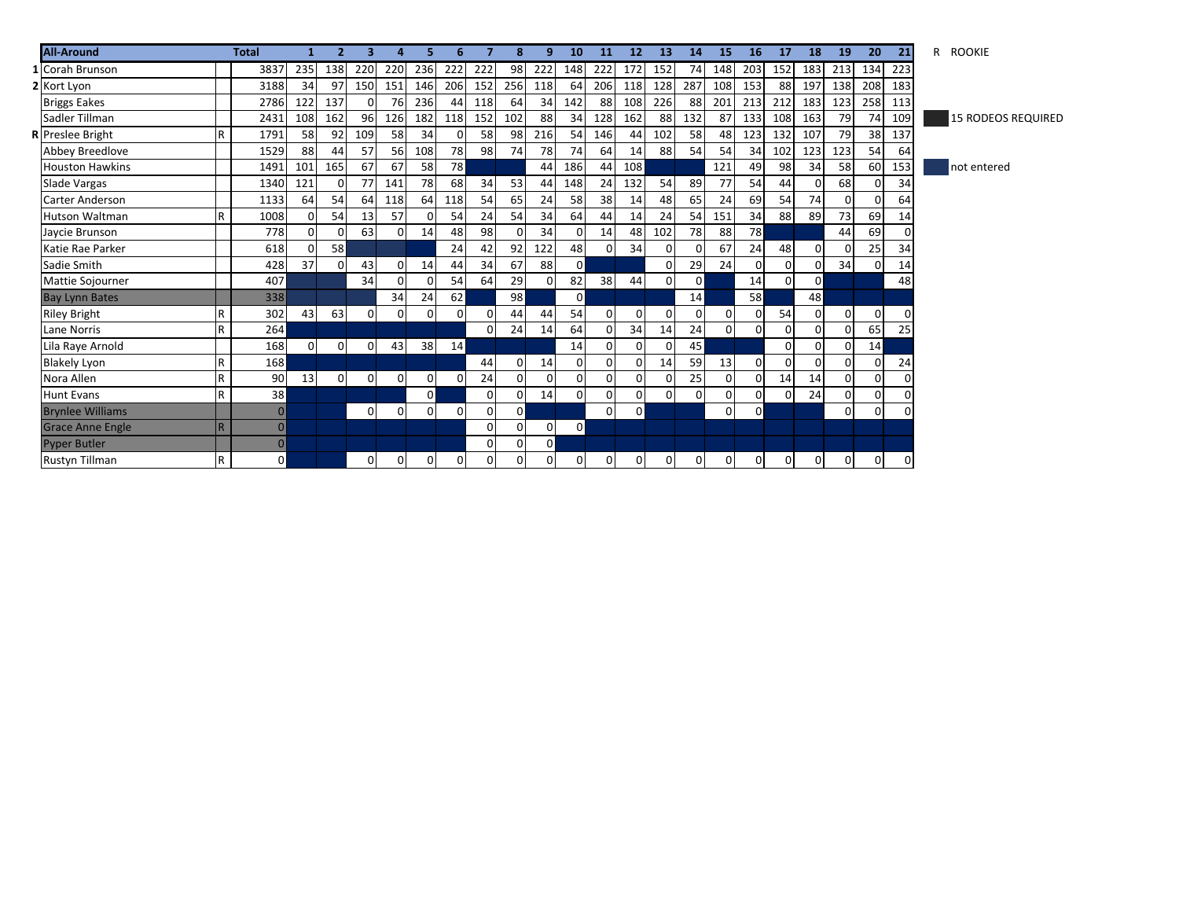| | All-Around | | Total | 1 | 2 | 3 | 4 | 5 | 6 | 7 | 8 | 9 | 10 | 11 | 12 | 13 | 14 | 15 | 16 | 17 | 18 | 19 | 20 | 21 |
|---|---|---|---|---|---|---|---|---|---|---|---|---|---|---|---|---|---|---|---|---|---|---|---|---|
| 1 | Corah Brunson | | 3837 | 235 | 138 | 220 | 220 | 236 | 222 | 222 | 98 | 222 | 148 | 222 | 172 | 152 | 74 | 148 | 203 | 152 | 183 | 213 | 134 | 223 |
| 2 | Kort Lyon | | 3188 | 34 | 97 | 150 | 151 | 146 | 206 | 152 | 256 | 118 | 64 | 206 | 118 | 128 | 287 | 108 | 153 | 88 | 197 | 138 | 208 | 183 |
| | Briggs Eakes | | 2786 | 122 | 137 | 0 | 76 | 236 | 44 | 118 | 64 | 34 | 142 | 88 | 108 | 226 | 88 | 201 | 213 | 212 | 183 | 123 | 258 | 113 |
| | Sadler Tillman | | 2431 | 108 | 162 | 96 | 126 | 182 | 118 | 152 | 102 | 88 | 34 | 128 | 162 | 88 | 132 | 87 | 133 | 108 | 163 | 79 | 74 | 109 |
| R | Preslee Bright | R | 1791 | 58 | 92 | 109 | 58 | 34 | 0 | 58 | 98 | 216 | 54 | 146 | 44 | 102 | 58 | 48 | 123 | 132 | 107 | 79 | 38 | 137 |
| | Abbey Breedlove | | 1529 | 88 | 44 | 57 | 56 | 108 | 78 | 98 | 74 | 78 | 74 | 64 | 14 | 88 | 54 | 54 | 34 | 102 | 123 | 123 | 54 | 64 |
| | Houston Hawkins | | 1491 | 101 | 165 | 67 | 67 | 58 | 78 | | | 44 | 186 | 44 | 108 | | | 121 | 49 | 98 | 34 | 58 | 60 | 153 |
| | Slade Vargas | | 1340 | 121 | 0 | 77 | 141 | 78 | 68 | 34 | 53 | 44 | 148 | 24 | 132 | 54 | 89 | 77 | 54 | 44 | 0 | 68 | 0 | 34 |
| | Carter Anderson | | 1133 | 64 | 54 | 64 | 118 | 64 | 118 | 54 | 65 | 24 | 58 | 38 | 14 | 48 | 65 | 24 | 69 | 54 | 74 | 0 | 0 | 64 |
| | Hutson Waltman | R | 1008 | 0 | 54 | 13 | 57 | 0 | 54 | 24 | 54 | 34 | 64 | 44 | 14 | 24 | 54 | 151 | 34 | 88 | 89 | 73 | 69 | 14 |
| | Jaycie Brunson | | 778 | 0 | 0 | 63 | 0 | 14 | 48 | 98 | 0 | 34 | 0 | 14 | 48 | 102 | 78 | 88 | 78 | | | 44 | 69 | 0 |
| | Katie Rae Parker | | 618 | 0 | 58 | | | | 24 | 42 | 92 | 122 | 48 | 0 | 34 | 0 | 0 | 67 | 24 | 48 | 0 | 0 | 25 | 34 |
| | Sadie Smith | | 428 | 37 | 0 | 43 | 0 | 14 | 44 | 34 | 67 | 88 | 0 | | | 0 | 29 | 24 | 0 | 0 | 0 | 34 | 0 | 14 |
| | Mattie Sojourner | | 407 | | | 34 | 0 | 0 | 54 | 64 | 29 | 0 | 82 | 38 | 44 | 0 | 0 | | 14 | 0 | 0 | | | 48 |
| | Bay Lynn Bates | | 338 | | | | 34 | 24 | 62 | | 98 | | 0 | | | | 14 | | 58 | | 48 | | | |
| | Riley Bright | R | 302 | 43 | 63 | 0 | 0 | 0 | 0 | 0 | 44 | 44 | 54 | 0 | 0 | 0 | 0 | 0 | 0 | 54 | 0 | 0 | 0 | 0 |
| | Lane Norris | R | 264 | | | | | | | 0 | 24 | 14 | 64 | 0 | 34 | 14 | 24 | 0 | 0 | 0 | 0 | 0 | 65 | 25 |
| | Lila Raye Arnold | | 168 | 0 | 0 | 0 | 43 | 38 | 14 | | | | 14 | 0 | 0 | 0 | 45 | | | 0 | 0 | 0 | 14 | |
| | Blakely Lyon | R | 168 | | | | | | | 44 | 0 | 14 | 0 | 0 | 0 | 14 | 59 | 13 | 0 | 0 | 0 | 0 | 0 | 24 |
| | Nora Allen | R | 90 | 13 | 0 | 0 | 0 | 0 | 0 | 24 | 0 | 0 | 0 | 0 | 0 | 0 | 25 | 0 | 0 | 14 | 14 | 0 | 0 | 0 |
| | Hunt Evans | R | 38 | | | | | 0 | | 0 | 0 | 14 | 0 | 0 | 0 | 0 | 0 | 0 | 0 | 0 | 24 | 0 | 0 | 0 |
| | Brynlee Williams | | 0 | | | 0 | 0 | 0 | 0 | 0 | 0 | | | 0 | 0 | | | 0 | 0 | | | 0 | 0 | 0 |
| | Grace Anne Engle | R | 0 | | | | | | | 0 | 0 | 0 | 0 | | | | | | | | | | | |
| | Pyper Butler | | 0 | | | | | | | 0 | 0 | 0 | | | | | | | | | | | | |
| | Rustyn Tillman | R | 0 | | | 0 | 0 | 0 | 0 | 0 | 0 | 0 | 0 | 0 | 0 | 0 | 0 | 0 | 0 | 0 | 0 | 0 | 0 | 0 |

R ROOKIE

15 RODEOS REQUIRED

not entered